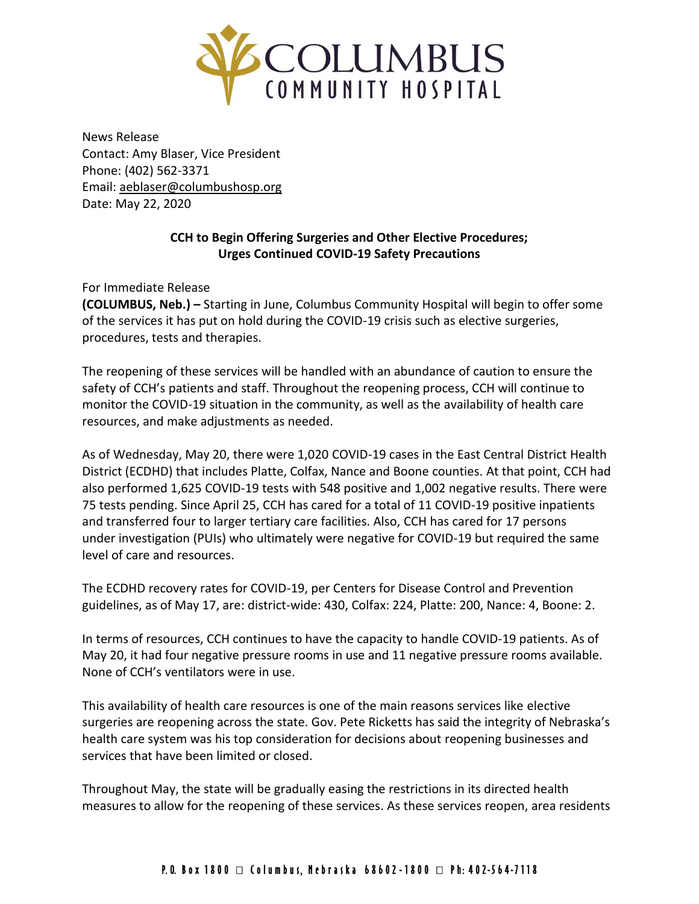COLUMBUS COMMUNITY HOSPITAL

News Release
Contact: Amy Blaser, Vice President
Phone: (402) 562-3371
Email: aeblaser@columbushosp.org
Date: May 22, 2020

**CCH to Begin Offering Surgeries and Other Elective Procedures; Urges Continued COVID-19 Safety Precautions**

For Immediate Release

**(COLUMBUS, Neb.) –** Starting in June, Columbus Community Hospital will begin to offer some of the services it has put on hold during the COVID-19 crisis such as elective surgeries, procedures, tests and therapies.

The reopening of these services will be handled with an abundance of caution to ensure the safety of CCH's patients and staff. Throughout the reopening process, CCH will continue to monitor the COVID-19 situation in the community, as well as the availability of health care resources, and make adjustments as needed.

As of Wednesday, May 20, there were 1,020 COVID-19 cases in the East Central District Health District (ECDHD) that includes Platte, Colfax, Nance and Boone counties. At that point, CCH had also performed 1,625 COVID-19 tests with 548 positive and 1,002 negative results. There were 75 tests pending. Since April 25, CCH has cared for a total of 11 COVID-19 positive inpatients and transferred four to larger tertiary care facilities. Also, CCH has cared for 17 persons under investigation (PUIs) who ultimately were negative for COVID-19 but required the same level of care and resources.

The ECDHD recovery rates for COVID-19, per Centers for Disease Control and Prevention guidelines, as of May 17, are: district-wide: 430, Colfax: 224, Platte: 200, Nance: 4, Boone: 2.

In terms of resources, CCH continues to have the capacity to handle COVID-19 patients. As of May 20, it had four negative pressure rooms in use and 11 negative pressure rooms available. None of CCH's ventilators were in use.

This availability of health care resources is one of the main reasons services like elective surgeries are reopening across the state. Gov. Pete Ricketts has said the integrity of Nebraska's health care system was his top consideration for decisions about reopening businesses and services that have been limited or closed.

Throughout May, the state will be gradually easing the restrictions in its directed health measures to allow for the reopening of these services. As these services reopen, area residents

P.O. Box 1800 □ Columbus, Nebraska 68602-1800 □ Ph: 402-564-7118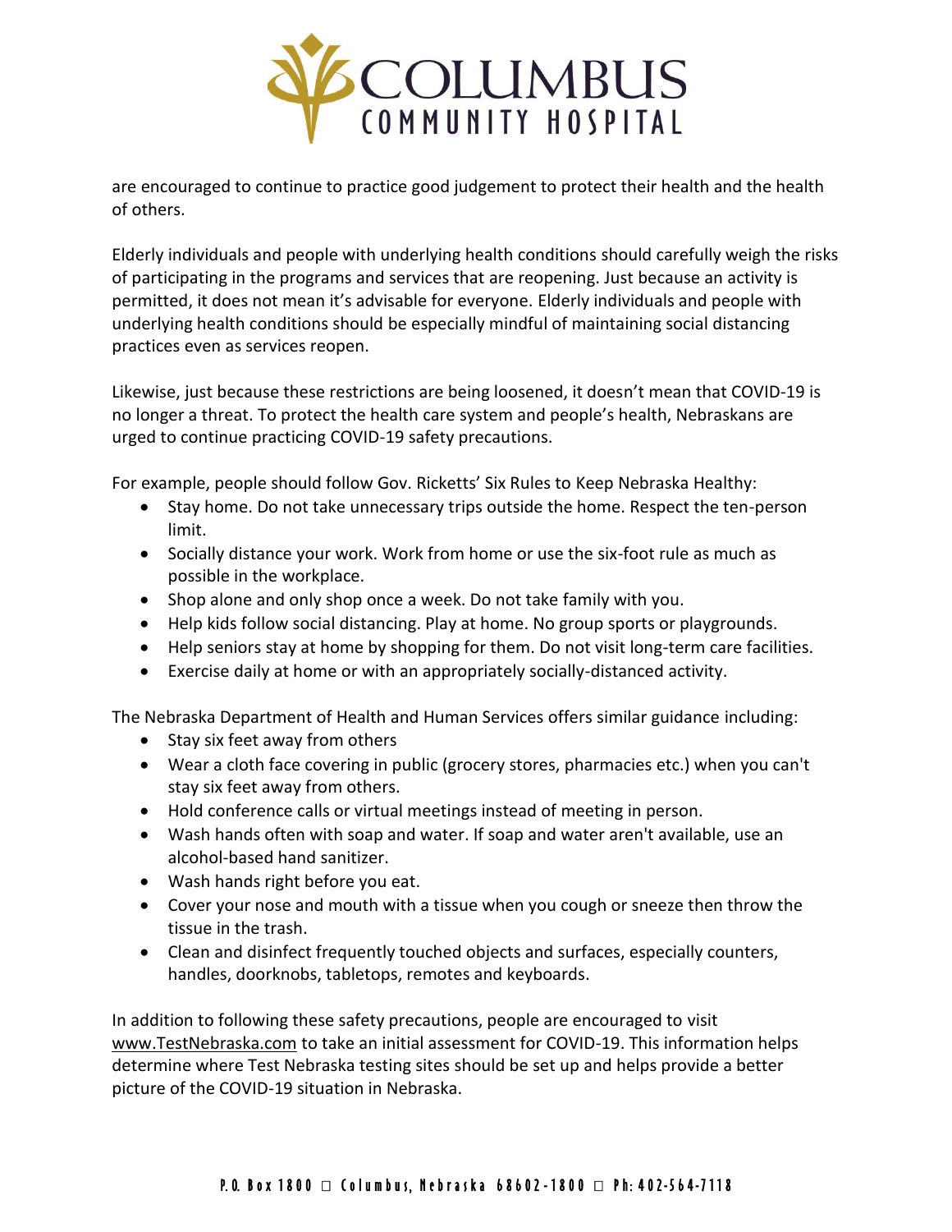are encouraged to continue to practice good judgement to protect their health and the health of others.

Elderly individuals and people with underlying health conditions should carefully weigh the risks of participating in the programs and services that are reopening. Just because an activity is permitted, it does not mean it's advisable for everyone. Elderly individuals and people with underlying health conditions should be especially mindful of maintaining social distancing practices even as services reopen.

Likewise, just because these restrictions are being loosened, it doesn't mean that COVID-19 is no longer a threat. To protect the health care system and people's health, Nebraskans are urged to continue practicing COVID-19 safety precautions.

For example, people should follow Gov. Ricketts' Six Rules to Keep Nebraska Healthy:

- Stay home. Do not take unnecessary trips outside the home. Respect the ten-person limit.
- Socially distance your work. Work from home or use the six-foot rule as much as possible in the workplace.
- Shop alone and only shop once a week. Do not take family with you.
- Help kids follow social distancing. Play at home. No group sports or playgrounds.
- Help seniors stay at home by shopping for them. Do not visit long-term care facilities.
- Exercise daily at home or with an appropriately socially-distanced activity.

The Nebraska Department of Health and Human Services offers similar guidance including:

- Stay six feet away from others
- Wear a cloth face covering in public (grocery stores, pharmacies etc.) when you can't stay six feet away from others.
- Hold conference calls or virtual meetings instead of meeting in person.
- Wash hands often with soap and water. If soap and water aren't available, use an alcohol-based hand sanitizer.
- Wash hands right before you eat.
- Cover your nose and mouth with a tissue when you cough or sneeze then throw the tissue in the trash.
- Clean and disinfect frequently touched objects and surfaces, especially counters, handles, doorknobs, tabletops, remotes and keyboards.

In addition to following these safety precautions, people are encouraged to visit www.TestNebraska.com to take an initial assessment for COVID-19. This information helps determine where Test Nebraska testing sites should be set up and helps provide a better picture of the COVID-19 situation in Nebraska.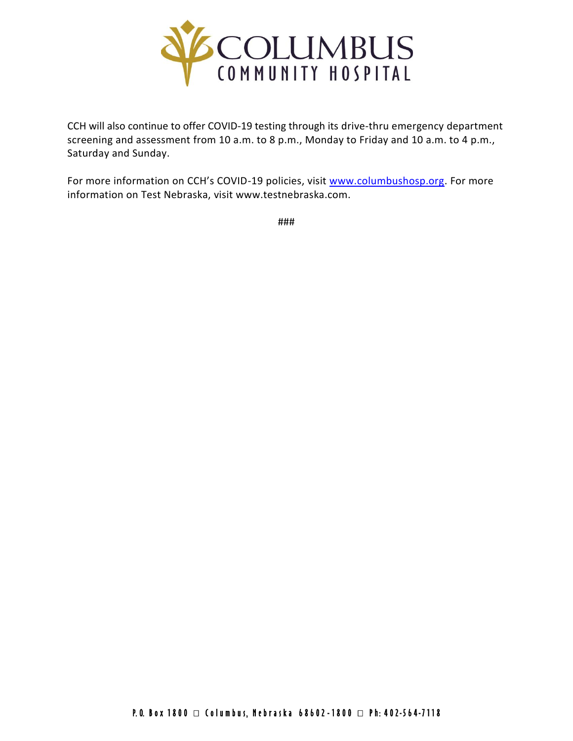CCH will also continue to offer COVID-19 testing through its drive-thru emergency department screening and assessment from 10 a.m. to 8 p.m., Monday to Friday and 10 a.m. to 4 p.m., Saturday and Sunday.

For more information on CCH's COVID-19 policies, visit www.columbushosp.org. For more information on Test Nebraska, visit www.testnebraska.com.

###